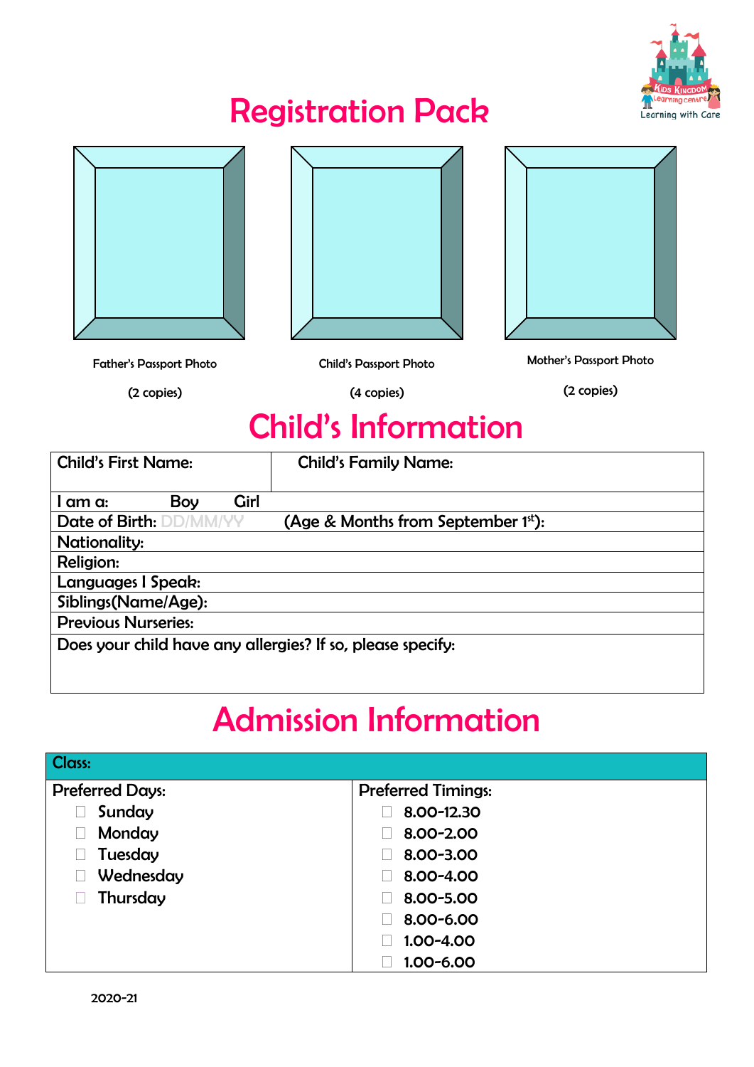# Registration Pack

Father's Passport Photo

(2 copies)

Child's Passport Photo

(4 copies)

Mother's Passport Photo

(2 copies)

## Child's Information

| Child's First Name: | Child's Family Name: |
|---|---|
| I am a: Boy Girl | |
| Date of Birth: DD/MM/YY (Age & Months from September 1st): | |
| Nationality: | |
| Religion: | |
| Languages I Speak: | |
| Siblings(Name/Age): | |
| Previous Nurseries: | |
| Does your child have any allergies? If so, please specify: | |

## Admission Information

| Class: | |
|---|---|
| Preferred Days: | Preferred Timings: |
| ☐ Sunday | ☐ 8.00-12.30 |
| ☐ Monday | ☐ 8.00-2.00 |
| ☐ Tuesday | ☐ 8.00-3.00 |
| ☐ Wednesday | ☐ 8.00-4.00 |
| ☐ Thursday | ☐ 8.00-5.00 |
| | ☐ 8.00-6.00 |
| | ☐ 1.00-4.00 |
| | ☐ 1.00-6.00 |

2020-21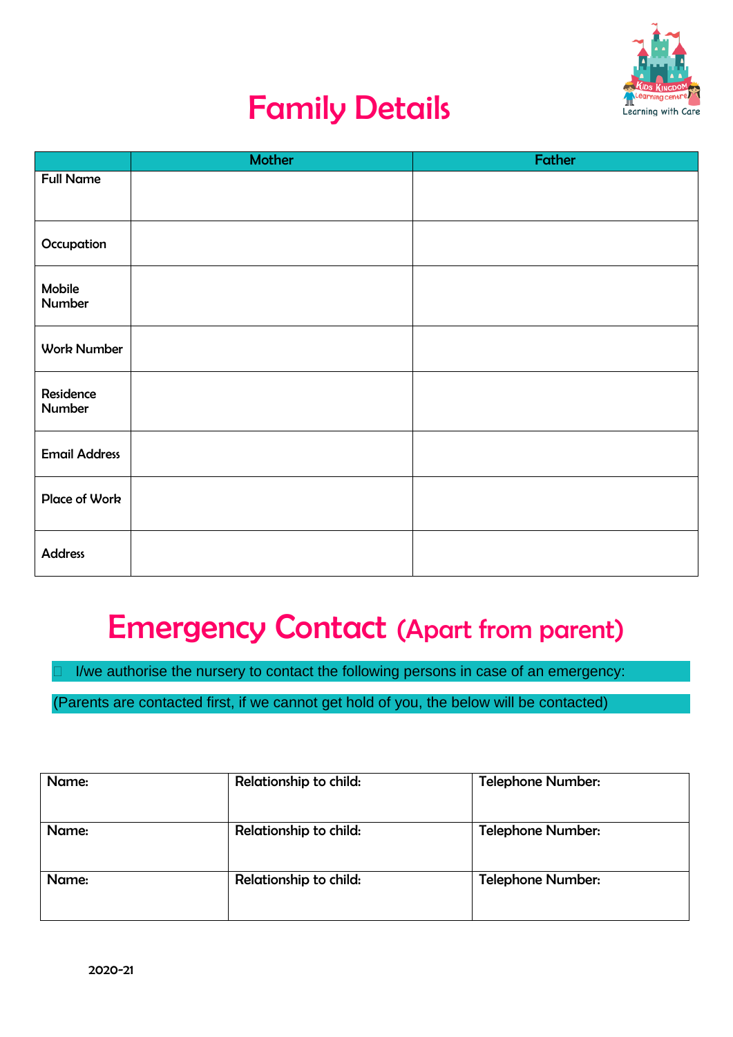# Family Details

| | Mother | Father |
|---|---|---|
| Full Name | | |
| Occupation | | |
| Mobile Number | | |
| Work Number | | |
| Residence Number | | |
| Email Address | | |
| Place of Work | | |
| Address | | |

# Emergency Contact (Apart from parent)

☐ I/we authorise the nursery to contact the following persons in case of an emergency:

(Parents are contacted first, if we cannot get hold of you, the below will be contacted)

| Name: | Relationship to child: | Telephone Number: |
|---|---|---|
| Name: | Relationship to child: | Telephone Number: |
| Name: | Relationship to child: | Telephone Number: |

2020-21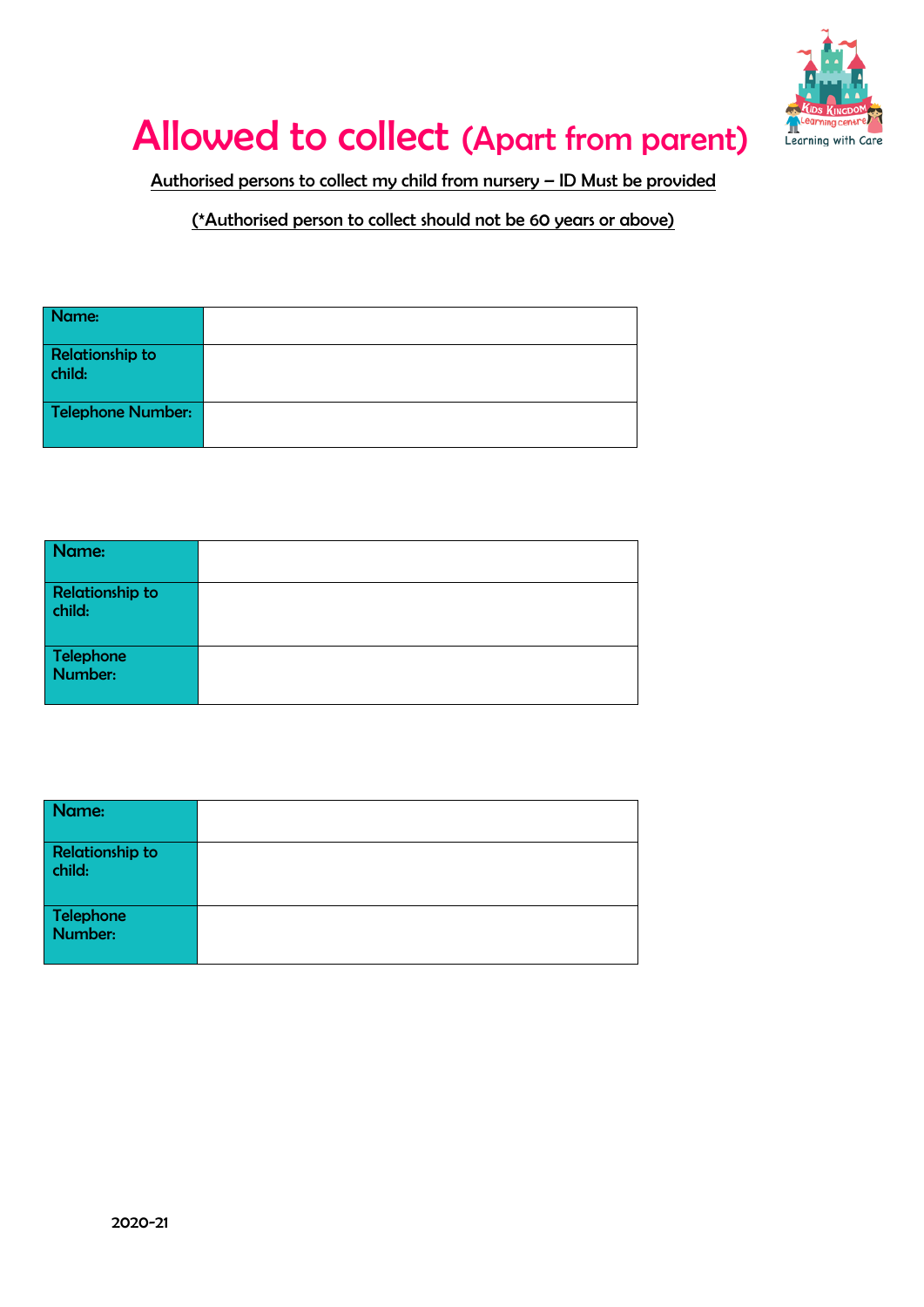# Allowed to collect (Apart from parent)

Authorised persons to collect my child from nursery – ID Must be provided

(*Authorised person to collect should not be 60 years or above)

| Name: | |
|---|---|
| Relationship to child: | |
| Telephone Number: | |

| Name: | |
|---|---|
| Relationship to child: | |
| Telephone Number: | |

| Name: | |
|---|---|
| Relationship to child: | |
| Telephone Number: | |

2020-21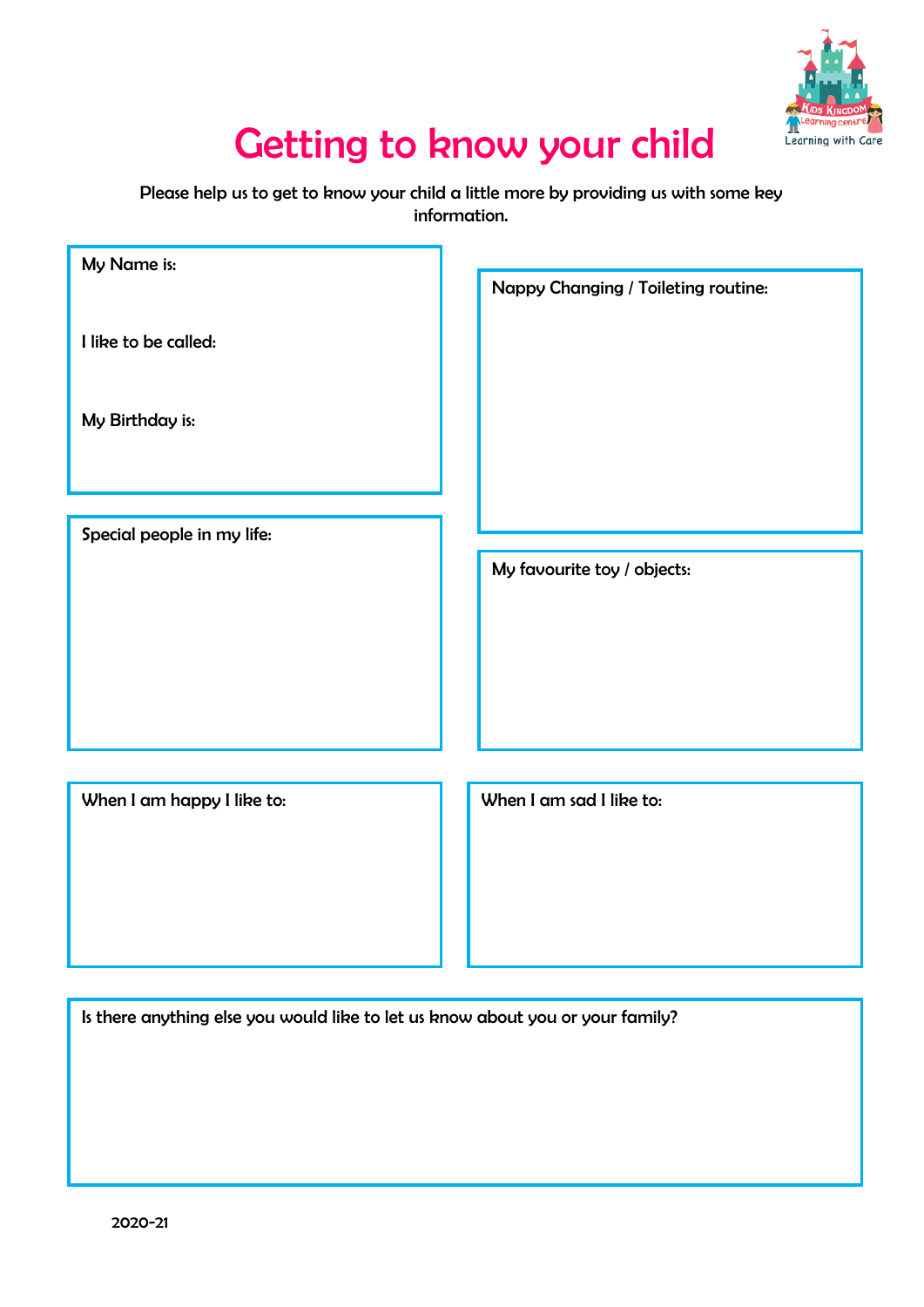# Getting to know your child

Please help us to get to know your child a little more by providing us with some key information.

My Name is:

I like to be called:

My Birthday is:

Nappy Changing / Toileting routine:

Special people in my life:

My favourite toy / objects:

When I am happy I like to:

When I am sad I like to:

Is there anything else you would like to let us know about you or your family?

2020-21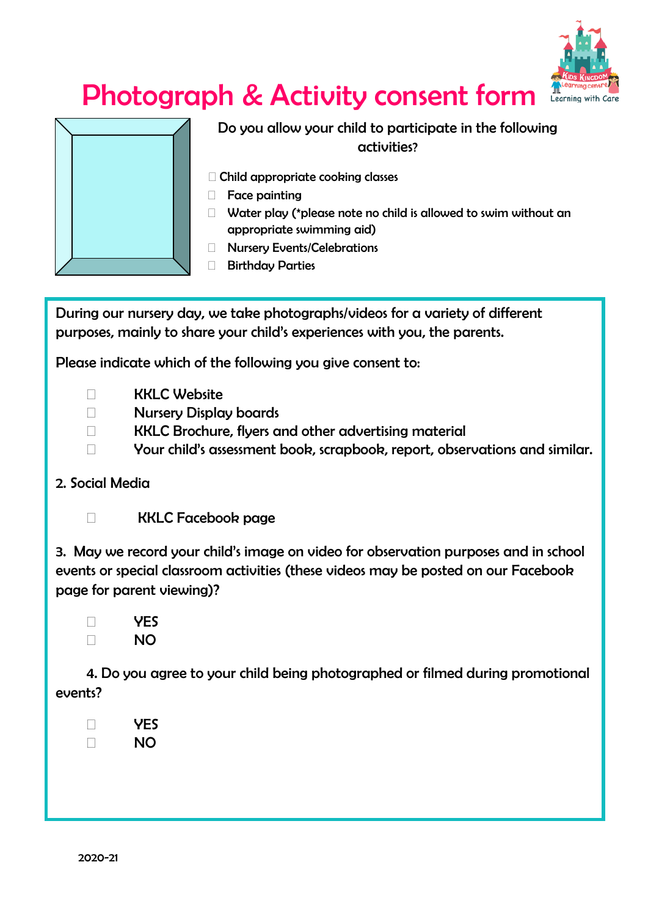# Photograph & Activity consent form

Do you allow your child to participate in the following activities?

- ☐ Child appropriate cooking classes
- ☐ Face painting
- ☐ Water play (*please note no child is allowed to swim without an appropriate swimming aid)
- ☐ Nursery Events/Celebrations
- ☐ Birthday Parties

During our nursery day, we take photographs/videos for a variety of different purposes, mainly to share your child's experiences with you, the parents.

Please indicate which of the following you give consent to:

- ☐ KKLC Website
- ☐ Nursery Display boards
- ☐ KKLC Brochure, flyers and other advertising material
- ☐ Your child's assessment book, scrapbook, report, observations and similar.

2. Social Media

- ☐ KKLC Facebook page

3. May we record your child's image on video for observation purposes and in school events or special classroom activities (these videos may be posted on our Facebook page for parent viewing)?

- ☐ YES
- ☐ NO

4. Do you agree to your child being photographed or filmed during promotional events?

- ☐ YES
- ☐ NO

2020-21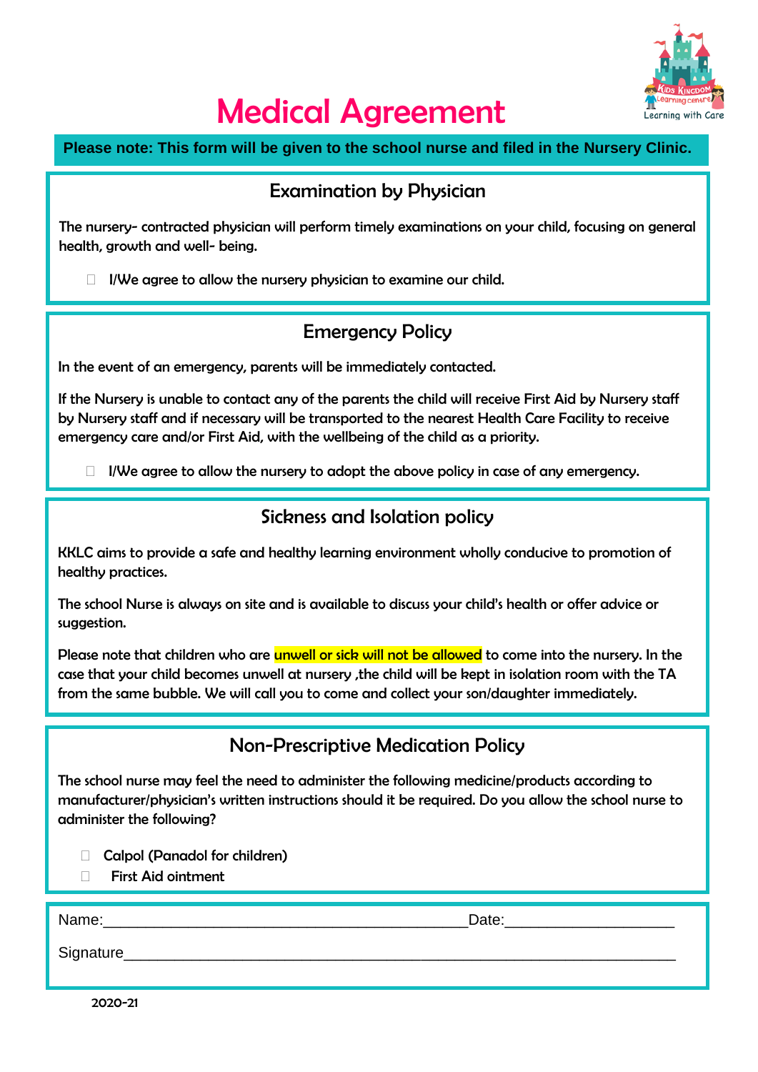# Medical Agreement

**Please note: This form will be given to the school nurse and filed in the Nursery Clinic.**

## Examination by Physician

The nursery- contracted physician will perform timely examinations on your child, focusing on general health, growth and well- being.

- ☐ I/We agree to allow the nursery physician to examine our child.

## Emergency Policy

In the event of an emergency, parents will be immediately contacted.

If the Nursery is unable to contact any of the parents the child will receive First Aid by Nursery staff by Nursery staff and if necessary will be transported to the nearest Health Care Facility to receive emergency care and/or First Aid, with the wellbeing of the child as a priority.

- ☐ I/We agree to allow the nursery to adopt the above policy in case of any emergency.

## Sickness and Isolation policy

KKLC aims to provide a safe and healthy learning environment wholly conducive to promotion of healthy practices.

The school Nurse is always on site and is available to discuss your child's health or offer advice or suggestion.

Please note that children who are unwell or sick will not be allowed to come into the nursery. In the case that your child becomes unwell at nursery ,the child will be kept in isolation room with the TA from the same bubble. We will call you to come and collect your son/daughter immediately.

## Non-Prescriptive Medication Policy

The school nurse may feel the need to administer the following medicine/products according to manufacturer/physician's written instructions should it be required. Do you allow the school nurse to administer the following?

- ☐ Calpol (Panadol for children)
- ☐ First Aid ointment

Name:____________________________________________Date:____________________

Signature_________________________________________________________________

2020-21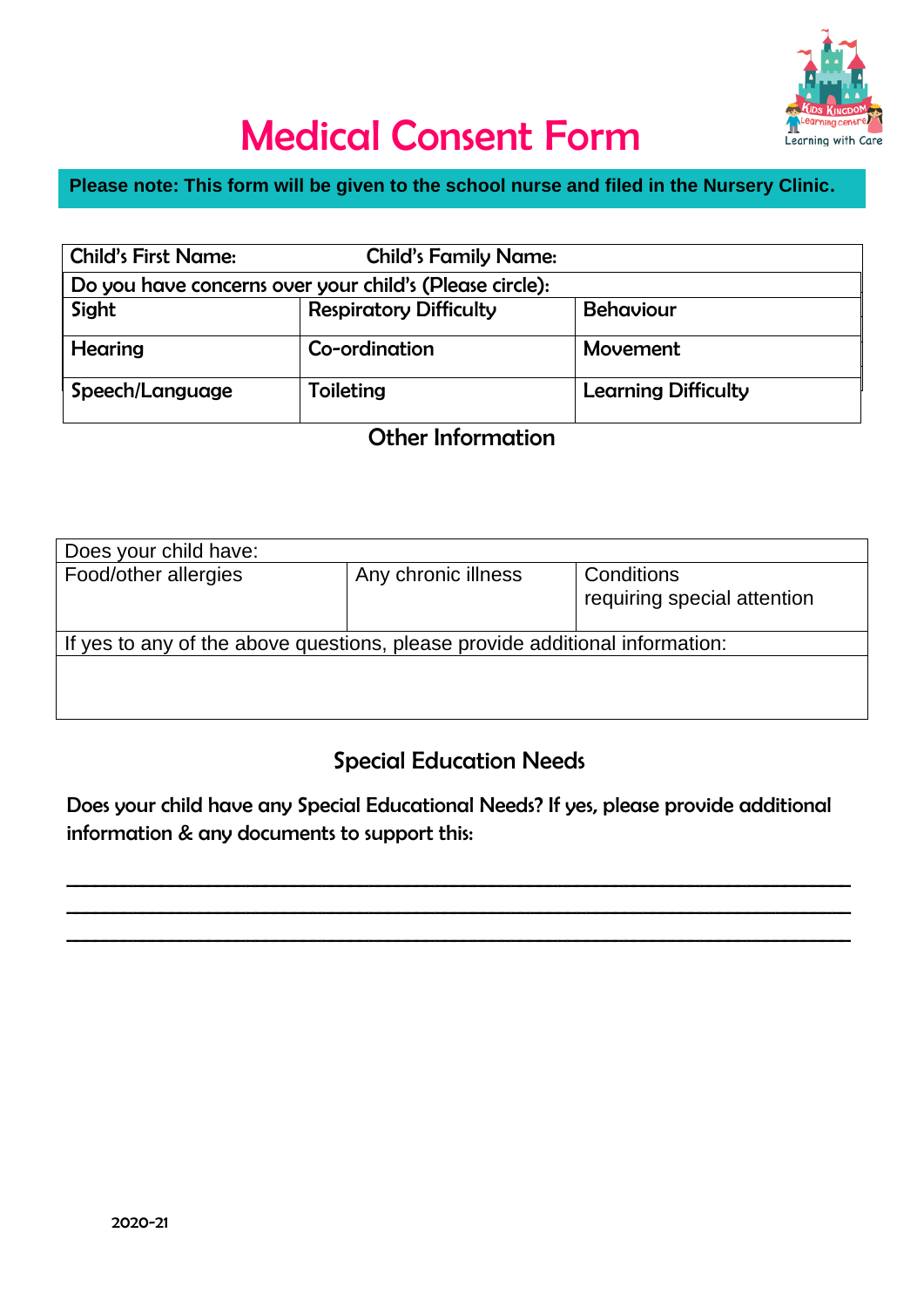# Medical Consent Form

**Please note: This form will be given to the school nurse and filed in the Nursery Clinic.**

| Child's First Name: | Child's Family Name: | |
|---|---|---|
| Do you have concerns over your child's (Please circle): | | |
| Sight | Respiratory Difficulty | Behaviour |
| Hearing | Co-ordination | Movement |
| Speech/Language | Toileting | Learning Difficulty |

## Other Information

| Does your child have: | | |
|---|---|---|
| Food/other allergies | Any chronic illness | Conditions requiring special attention |
| If yes to any of the above questions, please provide additional information: | | |
| | | |

## Special Education Needs

Does your child have any Special Educational Needs? If yes, please provide additional information & any documents to support this:

\_\_\_\_\_\_\_\_\_\_\_\_\_\_\_\_\_\_\_\_\_\_\_\_\_\_\_\_\_\_\_\_\_\_\_\_\_\_\_\_\_\_\_\_\_\_\_\_\_\_\_\_\_\_\_\_\_\_\_\_\_\_\_\_\_\_\_\_\_\_\_\_\_\_\_\_
\_\_\_\_\_\_\_\_\_\_\_\_\_\_\_\_\_\_\_\_\_\_\_\_\_\_\_\_\_\_\_\_\_\_\_\_\_\_\_\_\_\_\_\_\_\_\_\_\_\_\_\_\_\_\_\_\_\_\_\_\_\_\_\_\_\_\_\_\_\_\_\_\_\_\_\_
\_\_\_\_\_\_\_\_\_\_\_\_\_\_\_\_\_\_\_\_\_\_\_\_\_\_\_\_\_\_\_\_\_\_\_\_\_\_\_\_\_\_\_\_\_\_\_\_\_\_\_\_\_\_\_\_\_\_\_\_\_\_\_\_\_\_\_\_\_\_\_\_\_\_\_\_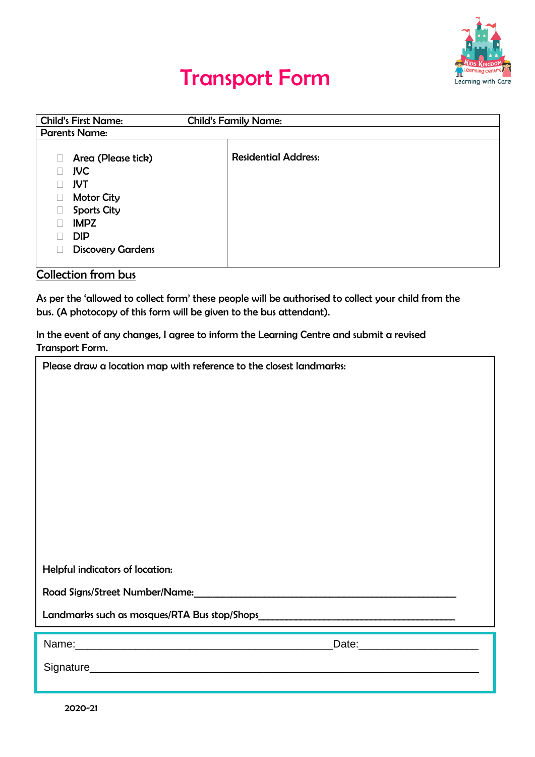# Transport Form

| Child's First Name: | Child's Family Name: |
|---|---|
| Parents Name: | |
| ☐ Area (Please tick)<br>☐ JVC<br>☐ JVT<br>☐ Motor City<br>☐ Sports City<br>☐ IMPZ<br>☐ DIP<br>☐ Discovery Gardens | Residential Address: |

## Collection from bus

As per the 'allowed to collect form' these people will be authorised to collect your child from the bus. (A photocopy of this form will be given to the bus attendant).

In the event of any changes, I agree to inform the Learning Centre and submit a revised Transport Form.

Please draw a location map with reference to the closest landmarks:

Helpful indicators of location:

Road Signs/Street Number/Name:_______________________________________________

Landmarks such as mosques/RTA Bus stop/Shops___________________________________

Name:_____________________________________________Date:____________________

Signature_____________________________________________________________________

2020-21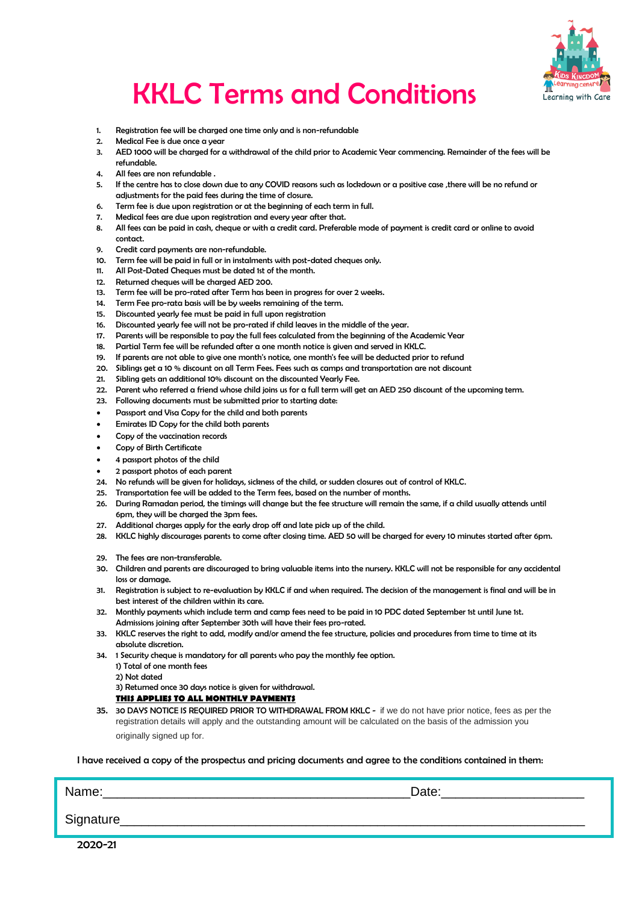# KKLC Terms and Conditions

1. Registration fee will be charged one time only and is non-refundable
2. Medical Fee is due once a year
3. AED 1000 will be charged for a withdrawal of the child prior to Academic Year commencing. Remainder of the fees will be refundable.
4. All fees are non refundable .
5. If the centre has to close down due to any COVID reasons such as lockdown or a positive case ,there will be no refund or adjustments for the paid fees during the time of closure.
6. Term fee is due upon registration or at the beginning of each term in full.
7. Medical fees are due upon registration and every year after that.
8. All fees can be paid in cash, cheque or with a credit card. Preferable mode of payment is credit card or online to avoid contact.
9. Credit card payments are non-refundable.
10. Term fee will be paid in full or in instalments with post-dated cheques only.
11. All Post-Dated Cheques must be dated 1st of the month.
12. Returned cheques will be charged AED 200.
13. Term fee will be pro-rated after Term has been in progress for over 2 weeks.
14. Term Fee pro-rata basis will be by weeks remaining of the term.
15. Discounted yearly fee must be paid in full upon registration
16. Discounted yearly fee will not be pro-rated if child leaves in the middle of the year.
17. Parents will be responsible to pay the full fees calculated from the beginning of the Academic Year
18. Partial Term fee will be refunded after a one month notice is given and served in KKLC.
19. If parents are not able to give one month's notice, one month's fee will be deducted prior to refund
20. Siblings get a 10 % discount on all Term Fees. Fees such as camps and transportation are not discount
21. Sibling gets an additional 10% discount on the discounted Yearly Fee.
22. Parent who referred a friend whose child joins us for a full term will get an AED 250 discount of the upcoming term.
23. Following documents must be submitted prior to starting date:

- Passport and Visa Copy for the child and both parents
- Emirates ID Copy for the child both parents
- Copy of the vaccination records
- Copy of Birth Certificate
- 4 passport photos of the child
- 2 passport photos of each parent

24. No refunds will be given for holidays, sickness of the child, or sudden closures out of control of KKLC.
25. Transportation fee will be added to the Term fees, based on the number of months.
26. During Ramadan period, the timings will change but the fee structure will remain the same, if a child usually attends until 6pm, they will be charged the 3pm fees.
27. Additional charges apply for the early drop off and late pick up of the child.
28. KKLC highly discourages parents to come after closing time. AED 50 will be charged for every 10 minutes started after 6pm.
29. The fees are non-transferable.
30. Children and parents are discouraged to bring valuable items into the nursery. KKLC will not be responsible for any accidental loss or damage.
31. Registration is subject to re-evaluation by KKLC if and when required. The decision of the management is final and will be in best interest of the children within its care.
32. Monthly payments which include term and camp fees need to be paid in 10 PDC dated September 1st until June 1st. Admissions joining after September 30th will have their fees pro-rated.
33. KKLC reserves the right to add, modify and/or amend the fee structure, policies and procedures from time to time at its absolute discretion.
34. 1 Security cheque is mandatory for all parents who pay the monthly fee option.
    1) Total of one month fees
    2) Not dated
    3) Returned once 30 days notice is given for withdrawal.
    **THIS APPLIES TO ALL MONTHLY PAYMENTS**
35. 30 DAYS NOTICE IS REQUIRED PRIOR TO WITHDRAWAL FROM KKLC - if we do not have prior notice, fees as per the registration details will apply and the outstanding amount will be calculated on the basis of the admission you originally signed up for.

I have received a copy of the prospectus and pricing documents and agree to the conditions contained in them:

Name:\_\_\_\_\_\_\_\_\_\_\_\_\_\_\_\_\_\_\_\_\_\_\_\_\_\_\_\_\_\_\_\_\_\_\_\_\_\_\_\_ Date:\_\_\_\_\_\_\_\_\_\_\_\_\_\_\_\_\_\_\_\_

Signature\_\_\_\_\_\_\_\_\_\_\_\_\_\_\_\_\_\_\_\_\_\_\_\_\_\_\_\_\_\_\_\_\_\_\_\_\_\_\_\_\_\_\_\_\_\_\_\_\_\_\_\_\_\_\_\_\_\_\_\_\_\_

2020-21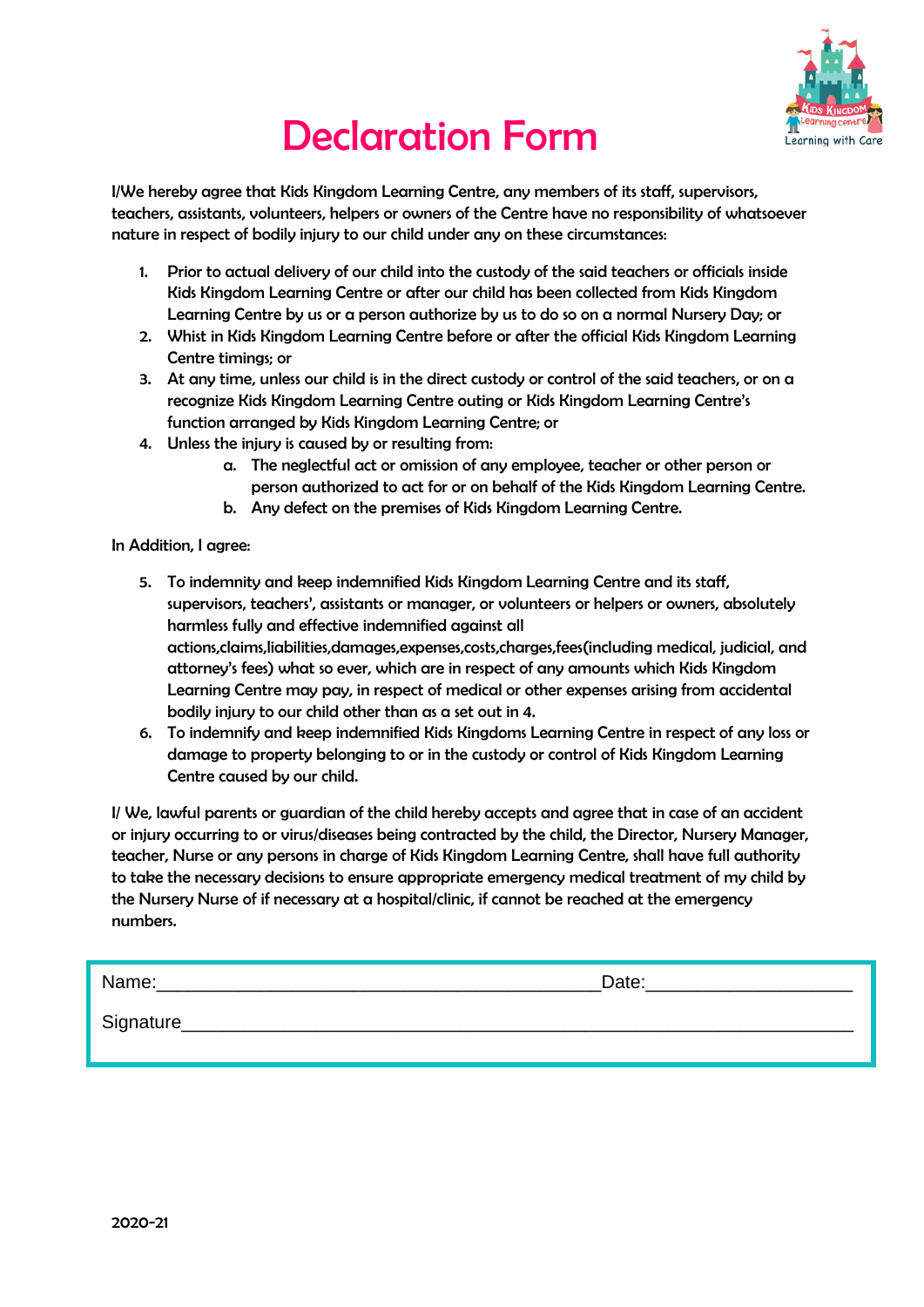# Declaration Form

I/We hereby agree that Kids Kingdom Learning Centre, any members of its staff, supervisors, teachers, assistants, volunteers, helpers or owners of the Centre have no responsibility of whatsoever nature in respect of bodily injury to our child under any on these circumstances:

1. Prior to actual delivery of our child into the custody of the said teachers or officials inside Kids Kingdom Learning Centre or after our child has been collected from Kids Kingdom Learning Centre by us or a person authorize by us to do so on a normal Nursery Day; or
2. Whist in Kids Kingdom Learning Centre before or after the official Kids Kingdom Learning Centre timings; or
3. At any time, unless our child is in the direct custody or control of the said teachers, or on a recognize Kids Kingdom Learning Centre outing or Kids Kingdom Learning Centre's function arranged by Kids Kingdom Learning Centre; or
4. Unless the injury is caused by or resulting from:
   a. The neglectful act or omission of any employee, teacher or other person or person authorized to act for or on behalf of the Kids Kingdom Learning Centre.
   b. Any defect on the premises of Kids Kingdom Learning Centre.

In Addition, I agree:

5. To indemnity and keep indemnified Kids Kingdom Learning Centre and its staff, supervisors, teachers', assistants or manager, or volunteers or helpers or owners, absolutely harmless fully and effective indemnified against all actions,claims,liabilities,damages,expenses,costs,charges,fees(including medical, judicial, and attorney's fees) what so ever, which are in respect of any amounts which Kids Kingdom Learning Centre may pay, in respect of medical or other expenses arising from accidental bodily injury to our child other than as a set out in 4.
6. To indemnify and keep indemnified Kids Kingdoms Learning Centre in respect of any loss or damage to property belonging to or in the custody or control of Kids Kingdom Learning Centre caused by our child.

I/ We, lawful parents or guardian of the child hereby accepts and agree that in case of an accident or injury occurring to or virus/diseases being contracted by the child, the Director, Nursery Manager, teacher, Nurse or any persons in charge of Kids Kingdom Learning Centre, shall have full authority to take the necessary decisions to ensure appropriate emergency medical treatment of my child by the Nursery Nurse of if necessary at a hospital/clinic, if cannot be reached at the emergency numbers.

Name:___________________________________________ Date:____________________

Signature________________________________________________________________

2020-21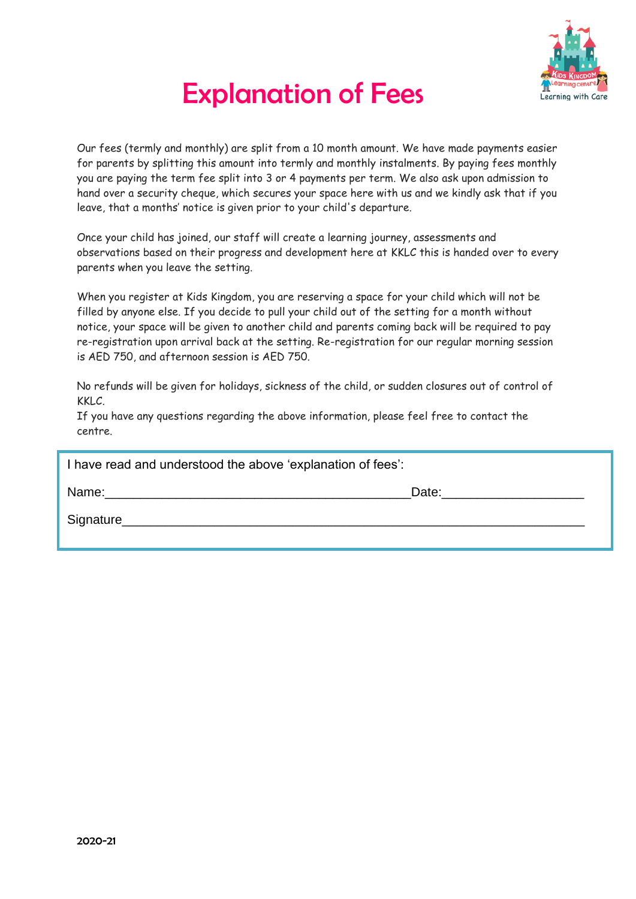# Explanation of Fees

Our fees (termly and monthly) are split from a 10 month amount. We have made payments easier for parents by splitting this amount into termly and monthly instalments. By paying fees monthly you are paying the term fee split into 3 or 4 payments per term. We also ask upon admission to hand over a security cheque, which secures your space here with us and we kindly ask that if you leave, that a months' notice is given prior to your child's departure.

Once your child has joined, our staff will create a learning journey, assessments and observations based on their progress and development here at KKLC this is handed over to every parents when you leave the setting.

When you register at Kids Kingdom, you are reserving a space for your child which will not be filled by anyone else. If you decide to pull your child out of the setting for a month without notice, your space will be given to another child and parents coming back will be required to pay re-registration upon arrival back at the setting. Re-registration for our regular morning session is AED 750, and afternoon session is AED 750.

No refunds will be given for holidays, sickness of the child, or sudden closures out of control of KKLC.
If you have any questions regarding the above information, please feel free to contact the centre.

I have read and understood the above 'explanation of fees':

Name:___________________________________________ Date:____________________

Signature___________________________________________________________________

2020-21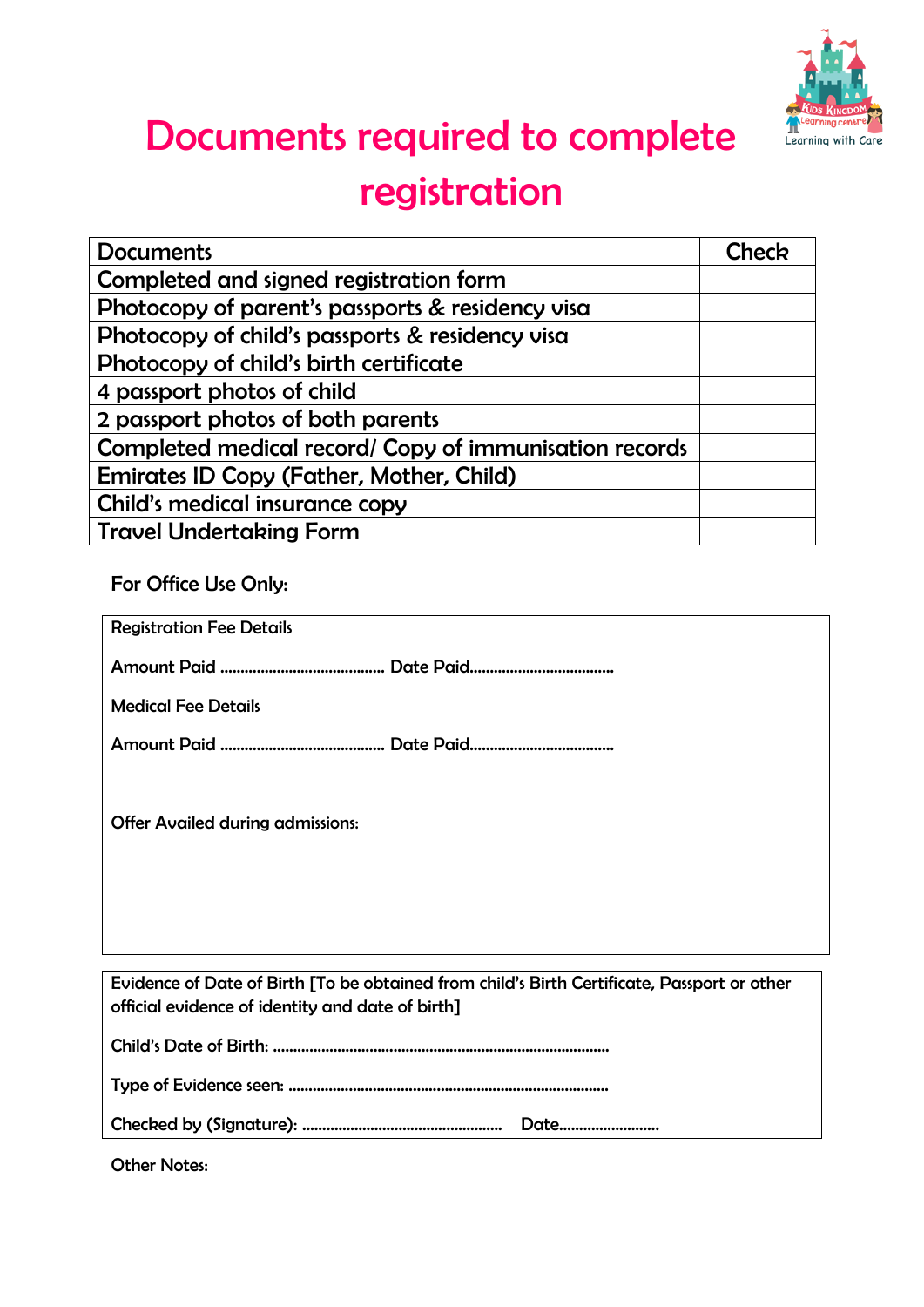# Documents required to complete registration

| Documents | Check |
|---|---|
| Completed and signed registration form | |
| Photocopy of parent's passports & residency visa | |
| Photocopy of child's passports & residency visa | |
| Photocopy of child's birth certificate | |
| 4 passport photos of child | |
| 2 passport photos of both parents | |
| Completed medical record/ Copy of immunisation records | |
| Emirates ID Copy (Father, Mother, Child) | |
| Child's medical insurance copy | |
| Travel Undertaking Form | |

For Office Use Only:

Registration Fee Details

Amount Paid ........................................ Date Paid...................................

Medical Fee Details

Amount Paid ........................................ Date Paid...................................

Offer Availed during admissions:

Evidence of Date of Birth [To be obtained from child's Birth Certificate, Passport or other official evidence of identity and date of birth]

Child's Date of Birth: ...................................................................................

Type of Evidence seen: ...............................................................................

Checked by (Signature): .................................................. Date.........................

Other Notes: